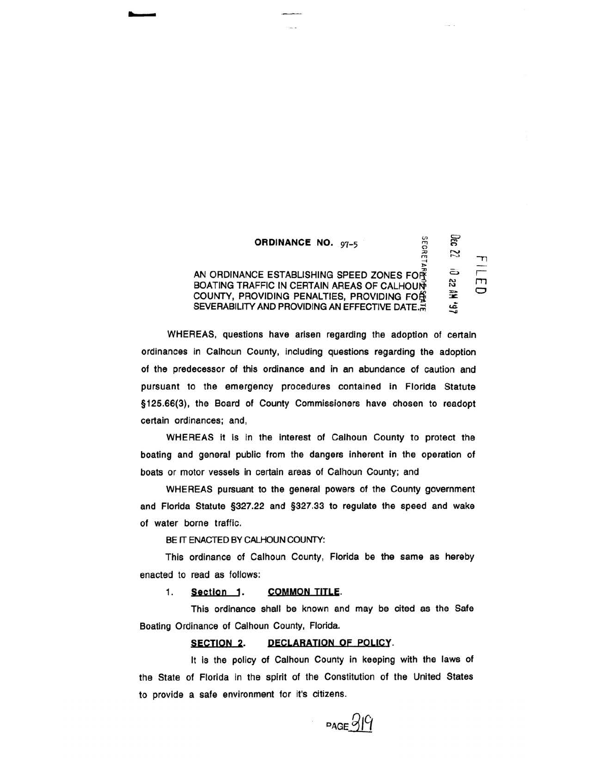**ORDINANCE NO. 97-5**

AN ORDINANCE ESTABLISHING SPEED ZONES FOR BOATING TRAFFIC IN CERTAIN AREAS OF CALHOUN COUNTY, PROVIDING PENALTIES, PROVIDING FOR SEVERABILITY AND PROVIDING AN EFFECTIVE DATE.

SECRETARY OF STATE

Dec 22 10 22 AM '97

FILED

WHEREAS, questions have arisen regarding the adoption of certain ordinances in Calhoun County, including questions regarding the adoption of the predecessor of this ordinance and in an abundance of caution and pursuant to the emergency procedures contained in Florida Statute §125.66(3), the Board of County Commissioners have chosen to readopt certain ordinances; and,

WHEREAS it is in the interest of Calhoun County to protect the boating and general public from the dangers inherent in the operation of boats or motor vessels in certain areas of Calhoun County; and

WHEREAS pursuant to the general powers of the County government and Florida Statute §327.22 and §327.33 to regulate the speed and wake of water borne traffic.

BE IT ENACTED BY CALHOUN COUNTY:

This ordinance of Calhoun County, Florida be the same as hereby enacted to read as follows:

1. **Section 1. COMMON TITLE.**

This ordinance shall be known and may be cited as the Safe Boating Ordinance of Calhoun County, Florida.

**SECTION 2. DECLARATION OF POLICY.**

It is the policy of Calhoun County in keeping with the laws of the State of Florida in the spirit of the Constitution of the United States to provide a safe environment for it's citizens.

PAGE 319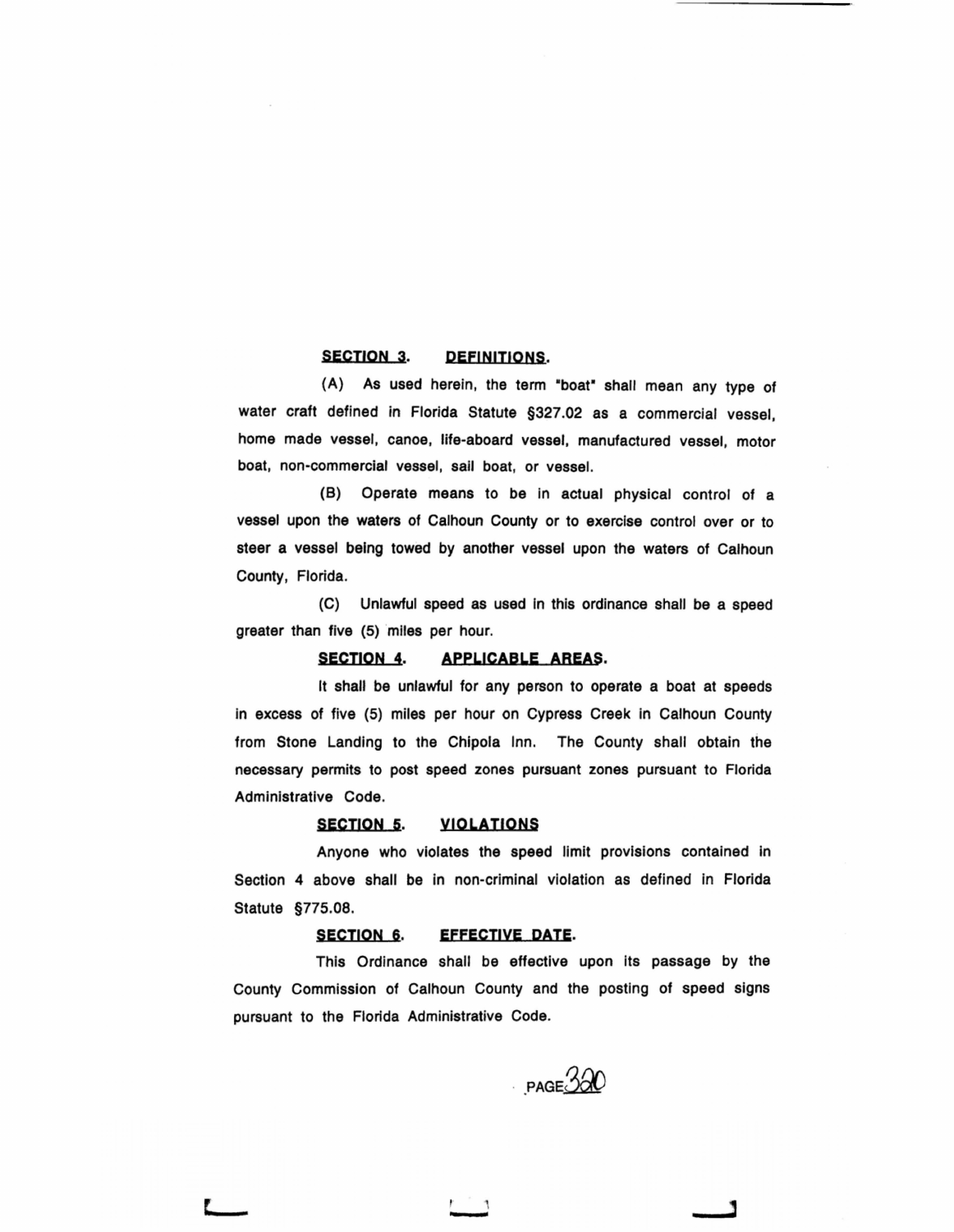**SECTION 3. DEFINITIONS.**

(A) As used herein, the term "boat" shall mean any type of water craft defined in Florida Statute §327.02 as a commercial vessel, home made vessel, canoe, life-aboard vessel, manufactured vessel, motor boat, non-commercial vessel, sail boat, or vessel.

(B) Operate means to be in actual physical control of a vessel upon the waters of Calhoun County or to exercise control over or to steer a vessel being towed by another vessel upon the waters of Calhoun County, Florida.

(C) Unlawful speed as used in this ordinance shall be a speed greater than five (5) miles per hour.

**SECTION 4. APPLICABLE AREAS.**

It shall be unlawful for any person to operate a boat at speeds in excess of five (5) miles per hour on Cypress Creek in Calhoun County from Stone Landing to the Chipola Inn. The County shall obtain the necessary permits to post speed zones pursuant zones pursuant to Florida Administrative Code.

**SECTION 5. VIOLATIONS**

Anyone who violates the speed limit provisions contained in Section 4 above shall be in non-criminal violation as defined in Florida Statute §775.08.

**SECTION 6. EFFECTIVE DATE.**

This Ordinance shall be effective upon its passage by the County Commission of Calhoun County and the posting of speed signs pursuant to the Florida Administrative Code.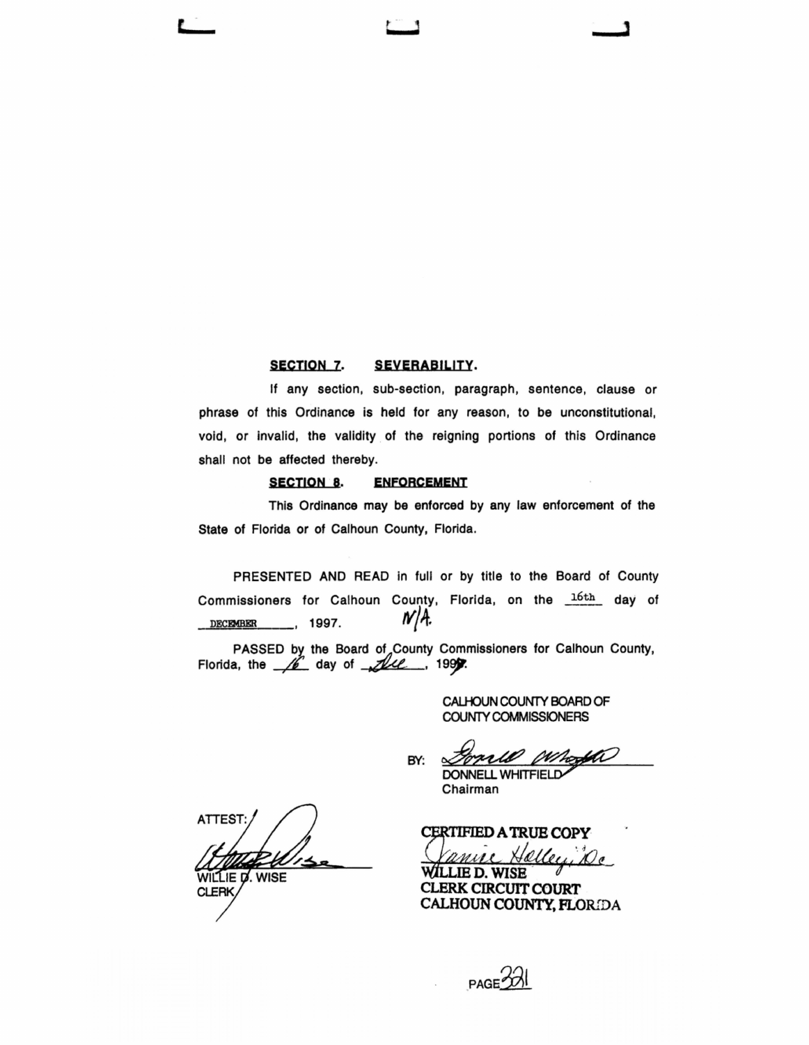**SECTION 7. SEVERABILITY.**

If any section, sub-section, paragraph, sentence, clause or phrase of this Ordinance is held for any reason, to be unconstitutional, void, or invalid, the validity of the reigning portions of this Ordinance shall not be affected thereby.

**SECTION 8. ENFORCEMENT**

This Ordinance may be enforced by any law enforcement of the State of Florida or of Calhoun County, Florida.

PRESENTED AND READ in full or by title to the Board of County Commissioners for Calhoun County, Florida, on the 16th day of DECEMBER, 1997. N/A.

PASSED by the Board of County Commissioners for Calhoun County, Florida, the 16 day of Dec, 1997.

CALHOUN COUNTY BOARD OF COUNTY COMMISSIONERS

BY: _Donnell Whitfield_
DONNELL WHITFIELD
Chairman

ATTEST:
_Willie D. Wise_
WILLIE D. WISE
CLERK

CERTIFIED A TRUE COPY
_Janice Holley, DC_
WILLIE D. WISE
CLERK CIRCUIT COURT
CALHOUN COUNTY, FLORIDA

PAGE 321